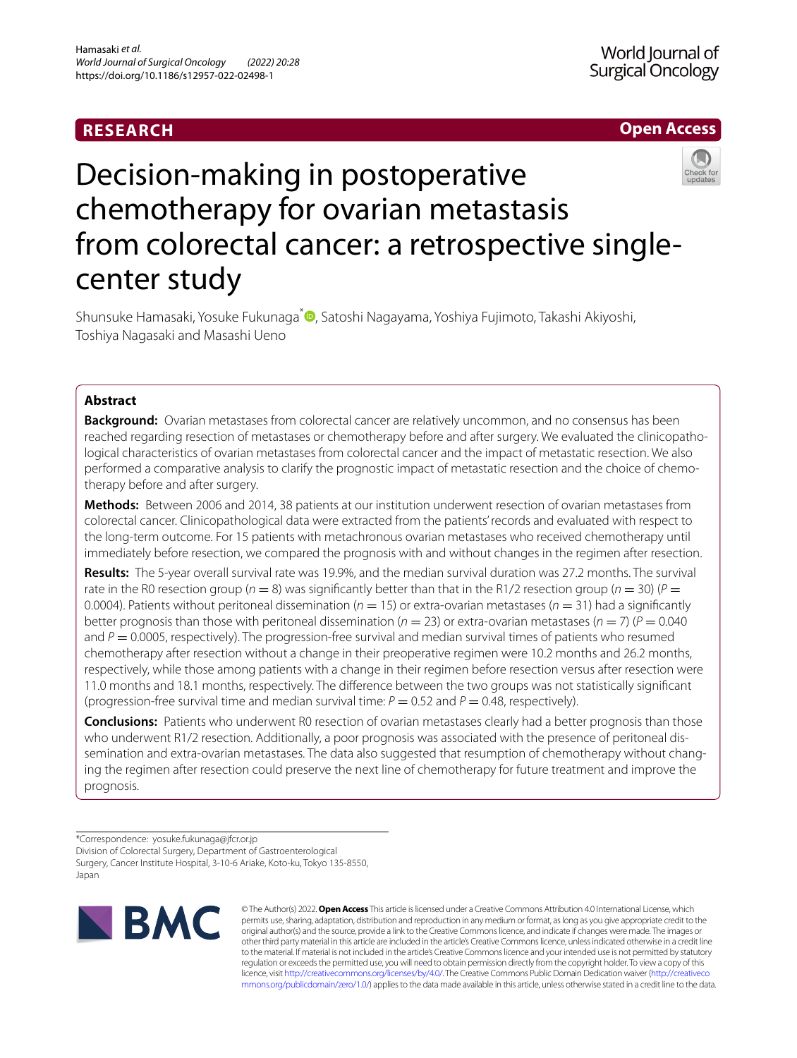RESEARCH

Open Access

# Decision-making in postoperative chemotherapy for ovarian metastasis from colorectal cancer: a retrospective single-center study

Shunsuke Hamasaki, Yosuke Fukunaga*, Satoshi Nagayama, Yoshiya Fujimoto, Takashi Akiyoshi, Toshiya Nagasaki and Masashi Ueno

## Abstract

**Background:** Ovarian metastases from colorectal cancer are relatively uncommon, and no consensus has been reached regarding resection of metastases or chemotherapy before and after surgery. We evaluated the clinicopathological characteristics of ovarian metastases from colorectal cancer and the impact of metastatic resection. We also performed a comparative analysis to clarify the prognostic impact of metastatic resection and the choice of chemotherapy before and after surgery.

**Methods:** Between 2006 and 2014, 38 patients at our institution underwent resection of ovarian metastases from colorectal cancer. Clinicopathological data were extracted from the patients' records and evaluated with respect to the long-term outcome. For 15 patients with metachronous ovarian metastases who received chemotherapy until immediately before resection, we compared the prognosis with and without changes in the regimen after resection.

**Results:** The 5-year overall survival rate was 19.9%, and the median survival duration was 27.2 months. The survival rate in the R0 resection group ($n = 8$) was significantly better than that in the R1/2 resection group ($n = 30$) ($P = 0.0004$). Patients without peritoneal dissemination ($n = 15$) or extra-ovarian metastases ($n = 31$) had a significantly better prognosis than those with peritoneal dissemination ($n = 23$) or extra-ovarian metastases ($n = 7$) ($P = 0.040$ and $P = 0.0005$, respectively). The progression-free survival and median survival times of patients who resumed chemotherapy after resection without a change in their preoperative regimen were 10.2 months and 26.2 months, respectively, while those among patients with a change in their regimen before resection versus after resection were 11.0 months and 18.1 months, respectively. The difference between the two groups was not statistically significant (progression-free survival time and median survival time: $P = 0.52$ and $P = 0.48$, respectively).

**Conclusions:** Patients who underwent R0 resection of ovarian metastases clearly had a better prognosis than those who underwent R1/2 resection. Additionally, a poor prognosis was associated with the presence of peritoneal dissemination and extra-ovarian metastases. The data also suggested that resumption of chemotherapy without changing the regimen after resection could preserve the next line of chemotherapy for future treatment and improve the prognosis.

*Correspondence: yosuke.fukunaga@jfcr.or.jp
Division of Colorectal Surgery, Department of Gastroenterological Surgery, Cancer Institute Hospital, 3-10-6 Ariake, Koto-ku, Tokyo 135-8550, Japan

© The Author(s) 2022. **Open Access** This article is licensed under a Creative Commons Attribution 4.0 International License, which permits use, sharing, adaptation, distribution and reproduction in any medium or format, as long as you give appropriate credit to the original author(s) and the source, provide a link to the Creative Commons licence, and indicate if changes were made. The images or other third party material in this article are included in the article's Creative Commons licence, unless indicated otherwise in a credit line to the material. If material is not included in the article's Creative Commons licence and your intended use is not permitted by statutory regulation or exceeds the permitted use, you will need to obtain permission directly from the copyright holder. To view a copy of this licence, visit http://creativecommons.org/licenses/by/4.0/. The Creative Commons Public Domain Dedication waiver (http://creativecommons.org/publicdomain/zero/1.0/) applies to the data made available in this article, unless otherwise stated in a credit line to the data.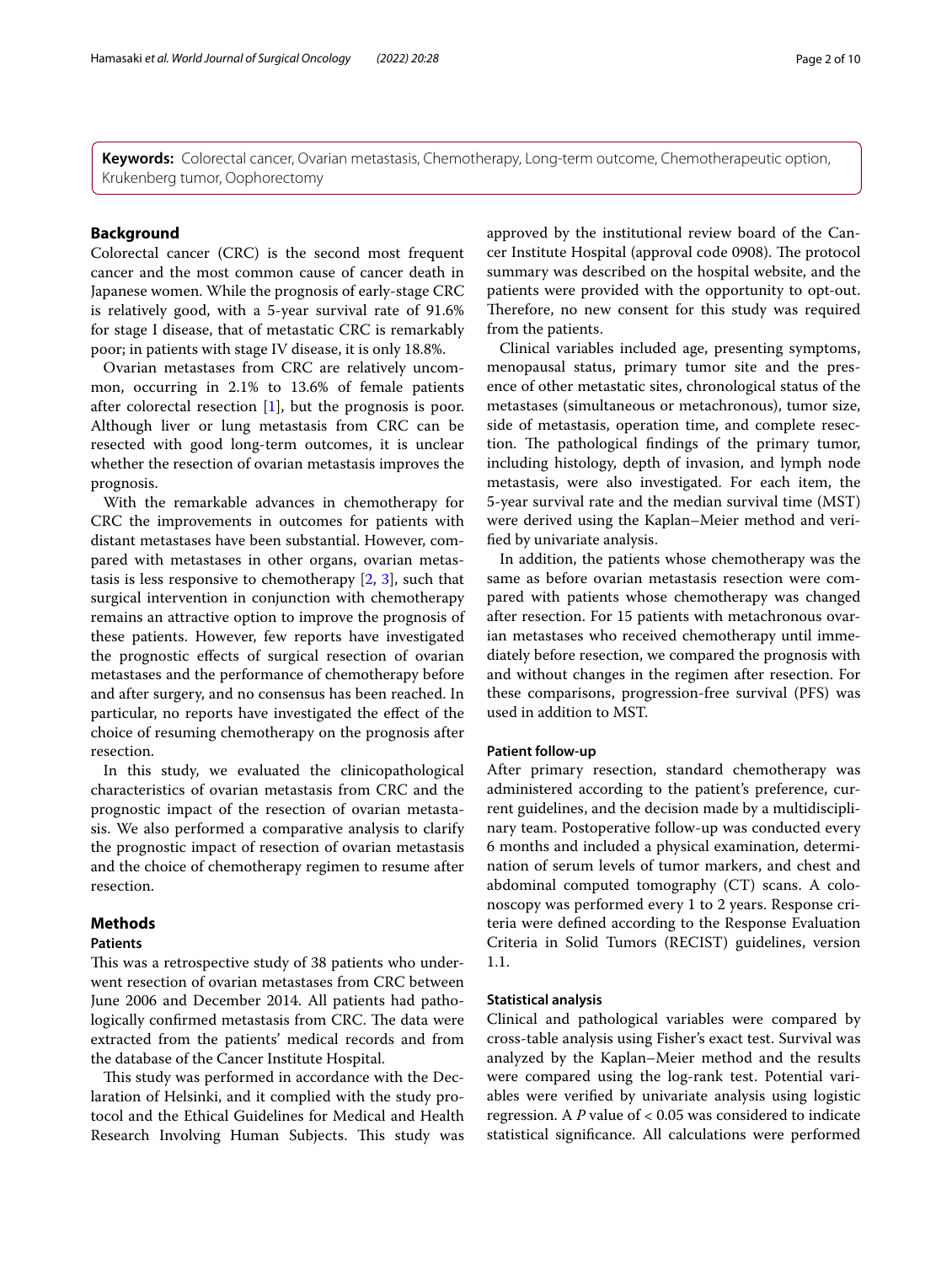**Keywords:** Colorectal cancer, Ovarian metastasis, Chemotherapy, Long-term outcome, Chemotherapeutic option, Krukenberg tumor, Oophorectomy

## Background

Colorectal cancer (CRC) is the second most frequent cancer and the most common cause of cancer death in Japanese women. While the prognosis of early-stage CRC is relatively good, with a 5-year survival rate of 91.6% for stage I disease, that of metastatic CRC is remarkably poor; in patients with stage IV disease, it is only 18.8%.

Ovarian metastases from CRC are relatively uncommon, occurring in 2.1% to 13.6% of female patients after colorectal resection [1], but the prognosis is poor. Although liver or lung metastasis from CRC can be resected with good long-term outcomes, it is unclear whether the resection of ovarian metastasis improves the prognosis.

With the remarkable advances in chemotherapy for CRC the improvements in outcomes for patients with distant metastases have been substantial. However, compared with metastases in other organs, ovarian metastasis is less responsive to chemotherapy [2, 3], such that surgical intervention in conjunction with chemotherapy remains an attractive option to improve the prognosis of these patients. However, few reports have investigated the prognostic effects of surgical resection of ovarian metastases and the performance of chemotherapy before and after surgery, and no consensus has been reached. In particular, no reports have investigated the effect of the choice of resuming chemotherapy on the prognosis after resection.

In this study, we evaluated the clinicopathological characteristics of ovarian metastasis from CRC and the prognostic impact of the resection of ovarian metastasis. We also performed a comparative analysis to clarify the prognostic impact of resection of ovarian metastasis and the choice of chemotherapy regimen to resume after resection.

## Methods

### Patients

This was a retrospective study of 38 patients who underwent resection of ovarian metastases from CRC between June 2006 and December 2014. All patients had pathologically confirmed metastasis from CRC. The data were extracted from the patients' medical records and from the database of the Cancer Institute Hospital.

This study was performed in accordance with the Declaration of Helsinki, and it complied with the study protocol and the Ethical Guidelines for Medical and Health Research Involving Human Subjects. This study was approved by the institutional review board of the Cancer Institute Hospital (approval code 0908). The protocol summary was described on the hospital website, and the patients were provided with the opportunity to opt-out. Therefore, no new consent for this study was required from the patients.

Clinical variables included age, presenting symptoms, menopausal status, primary tumor site and the presence of other metastatic sites, chronological status of the metastases (simultaneous or metachronous), tumor size, side of metastasis, operation time, and complete resection. The pathological findings of the primary tumor, including histology, depth of invasion, and lymph node metastasis, were also investigated. For each item, the 5-year survival rate and the median survival time (MST) were derived using the Kaplan–Meier method and verified by univariate analysis.

In addition, the patients whose chemotherapy was the same as before ovarian metastasis resection were compared with patients whose chemotherapy was changed after resection. For 15 patients with metachronous ovarian metastases who received chemotherapy until immediately before resection, we compared the prognosis with and without changes in the regimen after resection. For these comparisons, progression-free survival (PFS) was used in addition to MST.

### Patient follow-up

After primary resection, standard chemotherapy was administered according to the patient's preference, current guidelines, and the decision made by a multidisciplinary team. Postoperative follow-up was conducted every 6 months and included a physical examination, determination of serum levels of tumor markers, and chest and abdominal computed tomography (CT) scans. A colonoscopy was performed every 1 to 2 years. Response criteria were defined according to the Response Evaluation Criteria in Solid Tumors (RECIST) guidelines, version 1.1.

### Statistical analysis

Clinical and pathological variables were compared by cross-table analysis using Fisher's exact test. Survival was analyzed by the Kaplan–Meier method and the results were compared using the log-rank test. Potential variables were verified by univariate analysis using logistic regression. A $P$ value of $< 0.05$ was considered to indicate statistical significance. All calculations were performed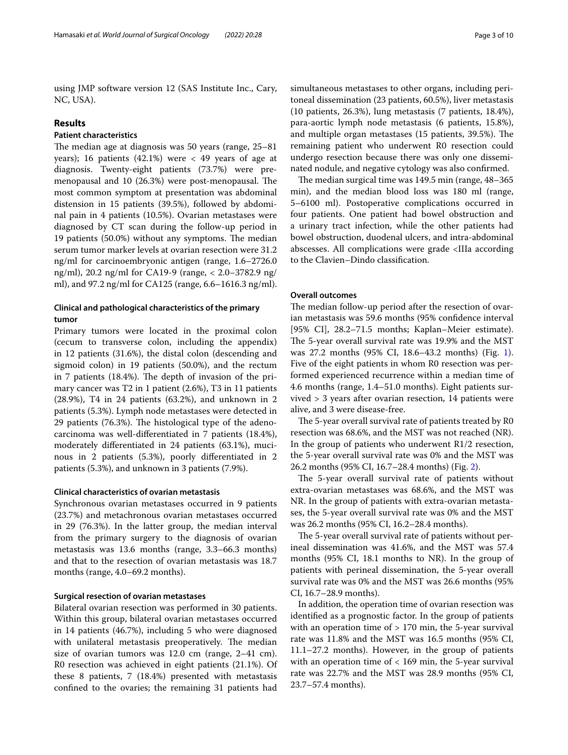using JMP software version 12 (SAS Institute Inc., Cary, NC, USA).

## Results

### Patient characteristics

The median age at diagnosis was 50 years (range, 25–81 years); 16 patients (42.1%) were < 49 years of age at diagnosis. Twenty-eight patients (73.7%) were premenopausal and 10 (26.3%) were post-menopausal. The most common symptom at presentation was abdominal distension in 15 patients (39.5%), followed by abdominal pain in 4 patients (10.5%). Ovarian metastases were diagnosed by CT scan during the follow-up period in 19 patients (50.0%) without any symptoms. The median serum tumor marker levels at ovarian resection were 31.2 ng/ml for carcinoembryonic antigen (range, 1.6–2726.0 ng/ml), 20.2 ng/ml for CA19-9 (range, < 2.0–3782.9 ng/ml), and 97.2 ng/ml for CA125 (range, 6.6–1616.3 ng/ml).

### Clinical and pathological characteristics of the primary tumor

Primary tumors were located in the proximal colon (cecum to transverse colon, including the appendix) in 12 patients (31.6%), the distal colon (descending and sigmoid colon) in 19 patients (50.0%), and the rectum in 7 patients (18.4%). The depth of invasion of the primary cancer was T2 in 1 patient (2.6%), T3 in 11 patients (28.9%), T4 in 24 patients (63.2%), and unknown in 2 patients (5.3%). Lymph node metastases were detected in 29 patients (76.3%). The histological type of the adenocarcinoma was well-differentiated in 7 patients (18.4%), moderately differentiated in 24 patients (63.1%), mucinous in 2 patients (5.3%), poorly differentiated in 2 patients (5.3%), and unknown in 3 patients (7.9%).

### Clinical characteristics of ovarian metastasis

Synchronous ovarian metastases occurred in 9 patients (23.7%) and metachronous ovarian metastases occurred in 29 (76.3%). In the latter group, the median interval from the primary surgery to the diagnosis of ovarian metastasis was 13.6 months (range, 3.3–66.3 months) and that to the resection of ovarian metastasis was 18.7 months (range, 4.0–69.2 months).

### Surgical resection of ovarian metastases

Bilateral ovarian resection was performed in 30 patients. Within this group, bilateral ovarian metastases occurred in 14 patients (46.7%), including 5 who were diagnosed with unilateral metastasis preoperatively. The median size of ovarian tumors was 12.0 cm (range, 2–41 cm). R0 resection was achieved in eight patients (21.1%). Of these 8 patients, 7 (18.4%) presented with metastasis confined to the ovaries; the remaining 31 patients had simultaneous metastases to other organs, including peritoneal dissemination (23 patients, 60.5%), liver metastasis (10 patients, 26.3%), lung metastasis (7 patients, 18.4%), para-aortic lymph node metastasis (6 patients, 15.8%), and multiple organ metastases (15 patients, 39.5%). The remaining patient who underwent R0 resection could undergo resection because there was only one disseminated nodule, and negative cytology was also confirmed.

The median surgical time was 149.5 min (range, 48–365 min), and the median blood loss was 180 ml (range, 5–6100 ml). Postoperative complications occurred in four patients. One patient had bowel obstruction and a urinary tract infection, while the other patients had bowel obstruction, duodenal ulcers, and intra-abdominal abscesses. All complications were grade <IIIa according to the Clavien–Dindo classification.

### Overall outcomes

The median follow-up period after the resection of ovarian metastasis was 59.6 months (95% confidence interval [95% CI], 28.2–71.5 months; Kaplan–Meier estimate). The 5-year overall survival rate was 19.9% and the MST was 27.2 months (95% CI, 18.6–43.2 months) (Fig. 1). Five of the eight patients in whom R0 resection was performed experienced recurrence within a median time of 4.6 months (range, 1.4–51.0 months). Eight patients survived > 3 years after ovarian resection, 14 patients were alive, and 3 were disease-free.

The 5-year overall survival rate of patients treated by R0 resection was 68.6%, and the MST was not reached (NR). In the group of patients who underwent R1/2 resection, the 5-year overall survival rate was 0% and the MST was 26.2 months (95% CI, 16.7–28.4 months) (Fig. 2).

The 5-year overall survival rate of patients without extra-ovarian metastases was 68.6%, and the MST was NR. In the group of patients with extra-ovarian metastases, the 5-year overall survival rate was 0% and the MST was 26.2 months (95% CI, 16.2–28.4 months).

The 5-year overall survival rate of patients without perineal dissemination was 41.6%, and the MST was 57.4 months (95% CI, 18.1 months to NR). In the group of patients with perineal dissemination, the 5-year overall survival rate was 0% and the MST was 26.6 months (95% CI, 16.7–28.9 months).

In addition, the operation time of ovarian resection was identified as a prognostic factor. In the group of patients with an operation time of > 170 min, the 5-year survival rate was 11.8% and the MST was 16.5 months (95% CI, 11.1–27.2 months). However, in the group of patients with an operation time of < 169 min, the 5-year survival rate was 22.7% and the MST was 28.9 months (95% CI, 23.7–57.4 months).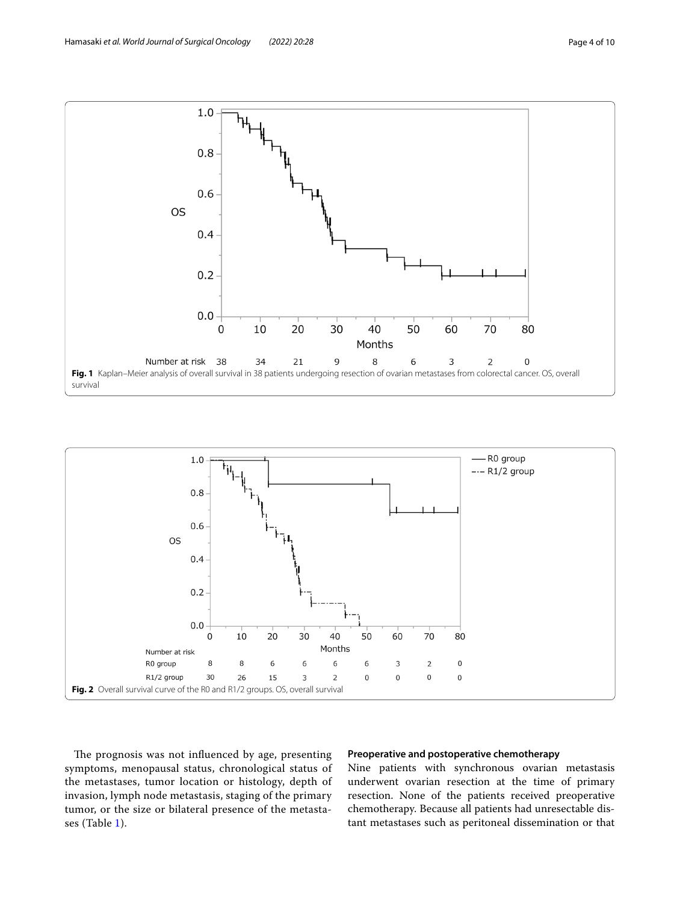Fig. 1 Kaplan–Meier analysis of overall survival in 38 patients undergoing resection of ovarian metastases from colorectal cancer. OS, overall survival

Fig. 2 Overall survival curve of the R0 and R1/2 groups. OS, overall survival

The prognosis was not influenced by age, presenting symptoms, menopausal status, chronological status of the metastases, tumor location or histology, depth of invasion, lymph node metastasis, staging of the primary tumor, or the size or bilateral presence of the metastases (Table 1).

### Preoperative and postoperative chemotherapy

Nine patients with synchronous ovarian metastasis underwent ovarian resection at the time of primary resection. None of the patients received preoperative chemotherapy. Because all patients had unresectable distant metastases such as peritoneal dissemination or that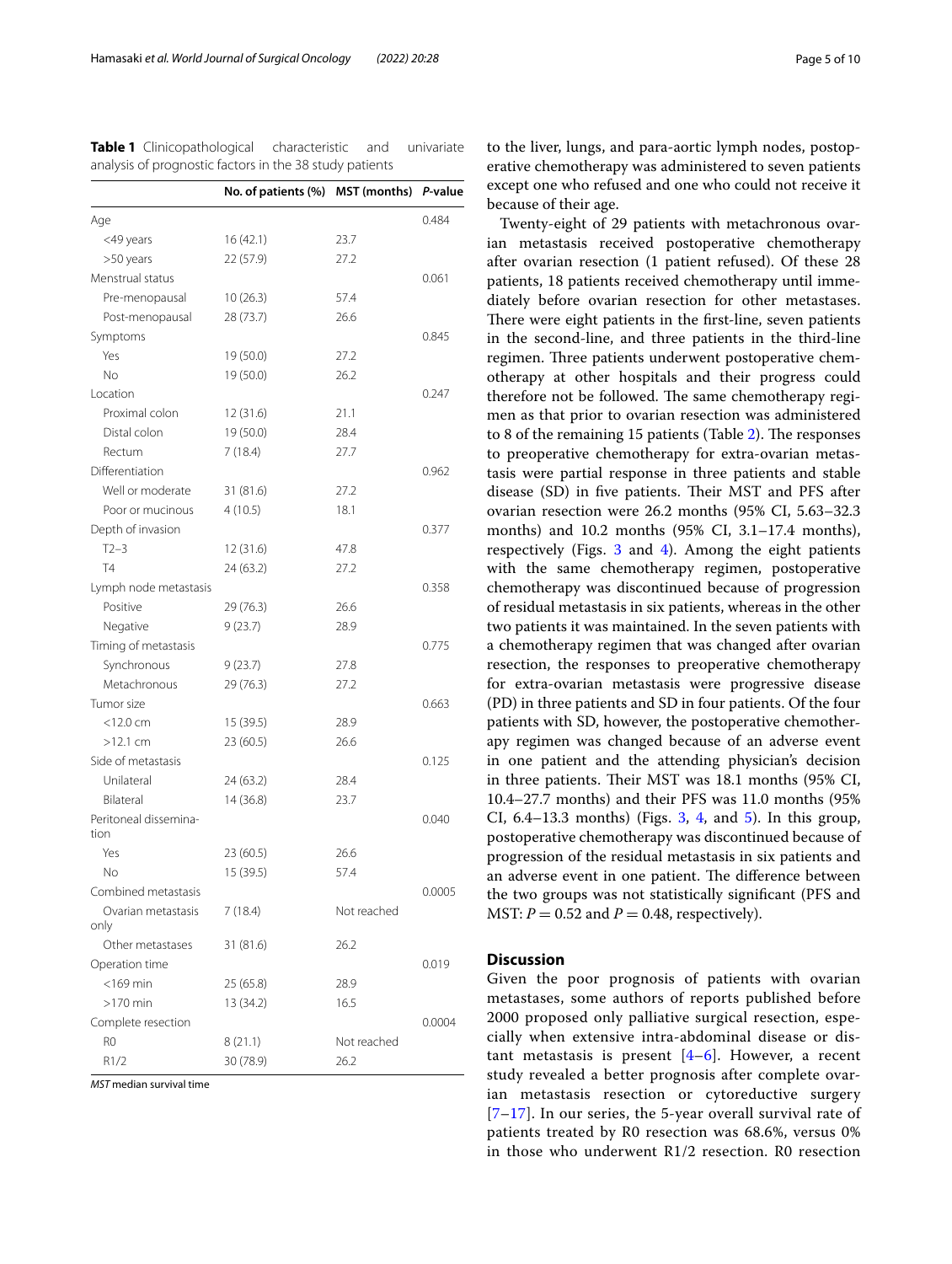**Table 1** Clinicopathological characteristic and univariate analysis of prognostic factors in the 38 study patients

| | No. of patients (%) | MST (months) | *P*-value |
|---|---|---|---|
| Age | | | 0.484 |
| <49 years | 16 (42.1) | 23.7 | |
| >50 years | 22 (57.9) | 27.2 | |
| Menstrual status | | | 0.061 |
| Pre-menopausal | 10 (26.3) | 57.4 | |
| Post-menopausal | 28 (73.7) | 26.6 | |
| Symptoms | | | 0.845 |
| Yes | 19 (50.0) | 27.2 | |
| No | 19 (50.0) | 26.2 | |
| Location | | | 0.247 |
| Proximal colon | 12 (31.6) | 21.1 | |
| Distal colon | 19 (50.0) | 28.4 | |
| Rectum | 7 (18.4) | 27.7 | |
| Differentiation | | | 0.962 |
| Well or moderate | 31 (81.6) | 27.2 | |
| Poor or mucinous | 4 (10.5) | 18.1 | |
| Depth of invasion | | | 0.377 |
| T2–3 | 12 (31.6) | 47.8 | |
| T4 | 24 (63.2) | 27.2 | |
| Lymph node metastasis | | | 0.358 |
| Positive | 29 (76.3) | 26.6 | |
| Negative | 9 (23.7) | 28.9 | |
| Timing of metastasis | | | 0.775 |
| Synchronous | 9 (23.7) | 27.8 | |
| Metachronous | 29 (76.3) | 27.2 | |
| Tumor size | | | 0.663 |
| <12.0 cm | 15 (39.5) | 28.9 | |
| >12.1 cm | 23 (60.5) | 26.6 | |
| Side of metastasis | | | 0.125 |
| Unilateral | 24 (63.2) | 28.4 | |
| Bilateral | 14 (36.8) | 23.7 | |
| Peritoneal dissemination | | | 0.040 |
| Yes | 23 (60.5) | 26.6 | |
| No | 15 (39.5) | 57.4 | |
| Combined metastasis | | | 0.0005 |
| Ovarian metastasis only | 7 (18.4) | Not reached | |
| Other metastases | 31 (81.6) | 26.2 | |
| Operation time | | | 0.019 |
| <169 min | 25 (65.8) | 28.9 | |
| >170 min | 13 (34.2) | 16.5 | |
| Complete resection | | | 0.0004 |
| R0 | 8 (21.1) | Not reached | |
| R1/2 | 30 (78.9) | 26.2 | |

*MST* median survival time

to the liver, lungs, and para-aortic lymph nodes, postoperative chemotherapy was administered to seven patients except one who refused and one who could not receive it because of their age.

Twenty-eight of 29 patients with metachronous ovarian metastasis received postoperative chemotherapy after ovarian resection (1 patient refused). Of these 28 patients, 18 patients received chemotherapy until immediately before ovarian resection for other metastases. There were eight patients in the first-line, seven patients in the second-line, and three patients in the third-line regimen. Three patients underwent postoperative chemotherapy at other hospitals and their progress could therefore not be followed. The same chemotherapy regimen as that prior to ovarian resection was administered to 8 of the remaining 15 patients (Table 2). The responses to preoperative chemotherapy for extra-ovarian metastasis were partial response in three patients and stable disease (SD) in five patients. Their MST and PFS after ovarian resection were 26.2 months (95% CI, 5.63–32.3 months) and 10.2 months (95% CI, 3.1–17.4 months), respectively (Figs. 3 and 4). Among the eight patients with the same chemotherapy regimen, postoperative chemotherapy was discontinued because of progression of residual metastasis in six patients, whereas in the other two patients it was maintained. In the seven patients with a chemotherapy regimen that was changed after ovarian resection, the responses to preoperative chemotherapy for extra-ovarian metastasis were progressive disease (PD) in three patients and SD in four patients. Of the four patients with SD, however, the postoperative chemotherapy regimen was changed because of an adverse event in one patient and the attending physician's decision in three patients. Their MST was 18.1 months (95% CI, 10.4–27.7 months) and their PFS was 11.0 months (95% CI, 6.4–13.3 months) (Figs. 3, 4, and 5). In this group, postoperative chemotherapy was discontinued because of progression of the residual metastasis in six patients and an adverse event in one patient. The difference between the two groups was not statistically significant (PFS and MST: $P = 0.52$ and $P = 0.48$, respectively).

## Discussion

Given the poor prognosis of patients with ovarian metastases, some authors of reports published before 2000 proposed only palliative surgical resection, especially when extensive intra-abdominal disease or distant metastasis is present [4–6]. However, a recent study revealed a better prognosis after complete ovarian metastasis resection or cytoreductive surgery [7–17]. In our series, the 5-year overall survival rate of patients treated by R0 resection was 68.6%, versus 0% in those who underwent R1/2 resection. R0 resection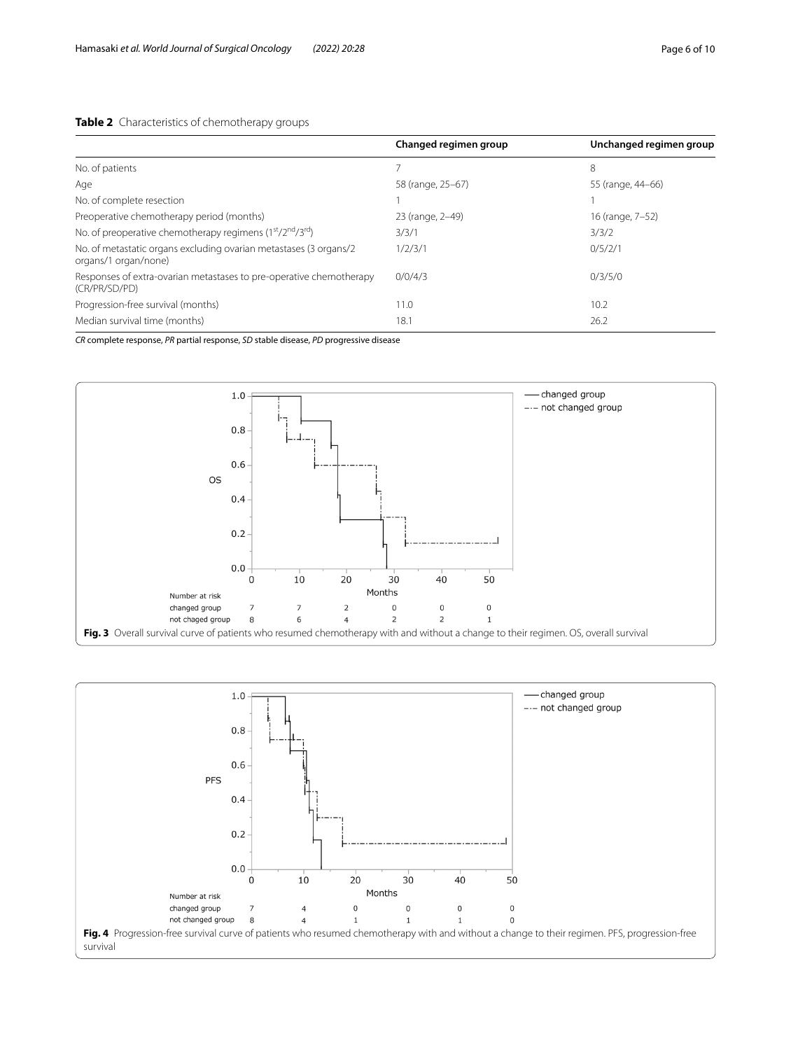**Table 2** Characteristics of chemotherapy groups

| | Changed regimen group | Unchanged regimen group |
|---|---|---|
| No. of patients | 7 | 8 |
| Age | 58 (range, 25–67) | 55 (range, 44–66) |
| No. of complete resection | 1 | 1 |
| Preoperative chemotherapy period (months) | 23 (range, 2–49) | 16 (range, 7–52) |
| No. of preoperative chemotherapy regimens (1st/2nd/3rd) | 3/3/1 | 3/3/2 |
| No. of metastatic organs excluding ovarian metastases (3 organs/2 organs/1 organ/none) | 1/2/3/1 | 0/5/2/1 |
| Responses of extra-ovarian metastases to pre-operative chemotherapy (CR/PR/SD/PD) | 0/0/4/3 | 0/3/5/0 |
| Progression-free survival (months) | 11.0 | 10.2 |
| Median survival time (months) | 18.1 | 26.2 |

*CR* complete response, *PR* partial response, *SD* stable disease, *PD* progressive disease

**Fig. 3** Overall survival curve of patients who resumed chemotherapy with and without a change to their regimen. OS, overall survival

**Fig. 4** Progression-free survival curve of patients who resumed chemotherapy with and without a change to their regimen. PFS, progression-free survival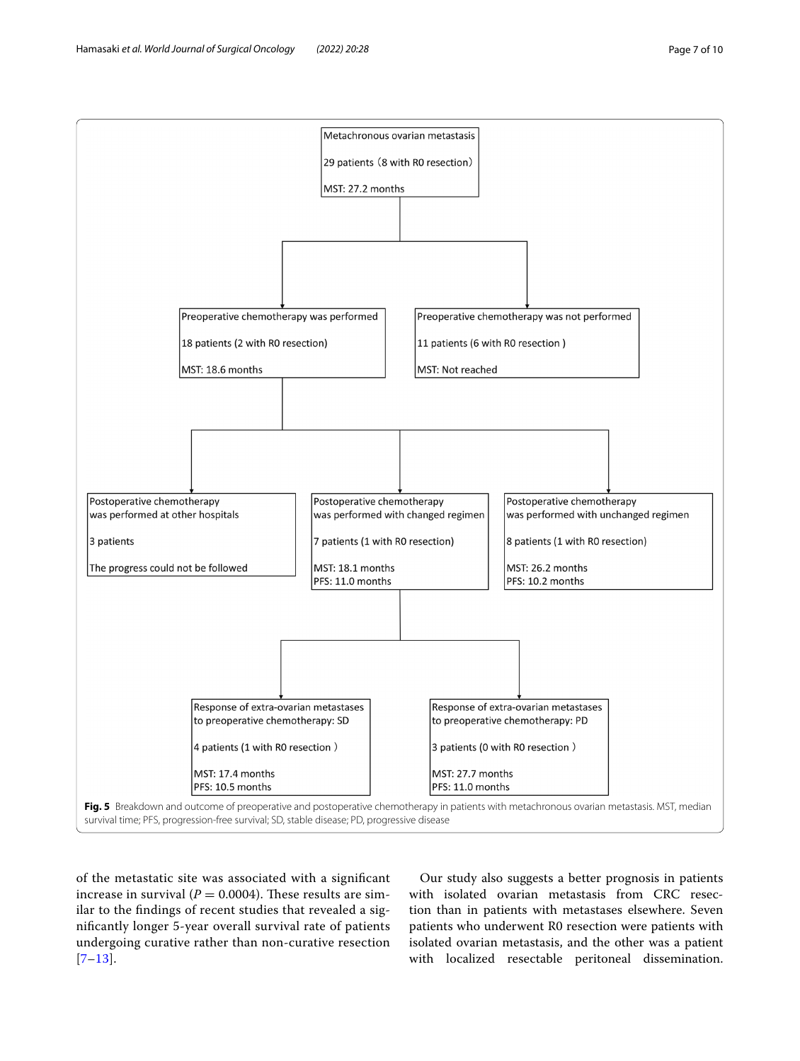Metachronous ovarian metastasis

29 patients (8 with R0 resection)

MST: 27.2 months

- Preoperative chemotherapy was performed
  18 patients (2 with R0 resection)
  MST: 18.6 months
  - Postoperative chemotherapy was performed at other hospitals
    3 patients
    The progress could not be followed
  - Postoperative chemotherapy was performed with changed regimen
    7 patients (1 with R0 resection)
    MST: 18.1 months
    PFS: 11.0 months
    - Response of extra-ovarian metastases to preoperative chemotherapy: SD
      4 patients (1 with R0 resection)
      MST: 17.4 months
      PFS: 10.5 months
    - Response of extra-ovarian metastases to preoperative chemotherapy: PD
      3 patients (0 with R0 resection)
      MST: 27.7 months
      PFS: 11.0 months
  - Postoperative chemotherapy was performed with unchanged regimen
    8 patients (1 with R0 resection)
    MST: 26.2 months
    PFS: 10.2 months
- Preoperative chemotherapy was not performed
  11 patients (6 with R0 resection)
  MST: Not reached

**Fig. 5** Breakdown and outcome of preoperative and postoperative chemotherapy in patients with metachronous ovarian metastasis. MST, median survival time; PFS, progression-free survival; SD, stable disease; PD, progressive disease

of the metastatic site was associated with a significant increase in survival ($P = 0.0004$). These results are similar to the findings of recent studies that revealed a significantly longer 5-year overall survival rate of patients undergoing curative rather than non-curative resection [7–13].

Our study also suggests a better prognosis in patients with isolated ovarian metastasis from CRC resection than in patients with metastases elsewhere. Seven patients who underwent R0 resection were patients with isolated ovarian metastasis, and the other was a patient with localized resectable peritoneal dissemination.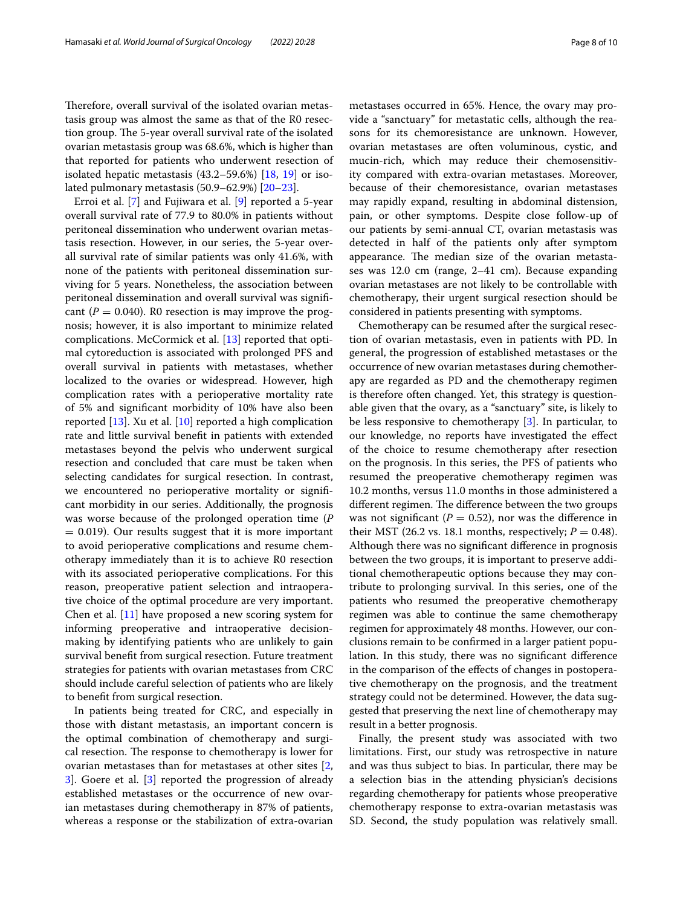Therefore, overall survival of the isolated ovarian metastasis group was almost the same as that of the R0 resection group. The 5-year overall survival rate of the isolated ovarian metastasis group was 68.6%, which is higher than that reported for patients who underwent resection of isolated hepatic metastasis (43.2–59.6%) [18, 19] or isolated pulmonary metastasis (50.9–62.9%) [20–23].

Erroi et al. [7] and Fujiwara et al. [9] reported a 5-year overall survival rate of 77.9 to 80.0% in patients without peritoneal dissemination who underwent ovarian metastasis resection. However, in our series, the 5-year overall survival rate of similar patients was only 41.6%, with none of the patients with peritoneal dissemination surviving for 5 years. Nonetheless, the association between peritoneal dissemination and overall survival was significant ($P = 0.040$). R0 resection is may improve the prognosis; however, it is also important to minimize related complications. McCormick et al. [13] reported that optimal cytoreduction is associated with prolonged PFS and overall survival in patients with metastases, whether localized to the ovaries or widespread. However, high complication rates with a perioperative mortality rate of 5% and significant morbidity of 10% have also been reported [13]. Xu et al. [10] reported a high complication rate and little survival benefit in patients with extended metastases beyond the pelvis who underwent surgical resection and concluded that care must be taken when selecting candidates for surgical resection. In contrast, we encountered no perioperative mortality or significant morbidity in our series. Additionally, the prognosis was worse because of the prolonged operation time ($P = 0.019$). Our results suggest that it is more important to avoid perioperative complications and resume chemotherapy immediately than it is to achieve R0 resection with its associated perioperative complications. For this reason, preoperative patient selection and intraoperative choice of the optimal procedure are very important. Chen et al. [11] have proposed a new scoring system for informing preoperative and intraoperative decision-making by identifying patients who are unlikely to gain survival benefit from surgical resection. Future treatment strategies for patients with ovarian metastases from CRC should include careful selection of patients who are likely to benefit from surgical resection.

In patients being treated for CRC, and especially in those with distant metastasis, an important concern is the optimal combination of chemotherapy and surgical resection. The response to chemotherapy is lower for ovarian metastases than for metastases at other sites [2, 3]. Goere et al. [3] reported the progression of already established metastases or the occurrence of new ovarian metastases during chemotherapy in 87% of patients, whereas a response or the stabilization of extra-ovarian metastases occurred in 65%. Hence, the ovary may provide a "sanctuary" for metastatic cells, although the reasons for its chemoresistance are unknown. However, ovarian metastases are often voluminous, cystic, and mucin-rich, which may reduce their chemosensitivity compared with extra-ovarian metastases. Moreover, because of their chemoresistance, ovarian metastases may rapidly expand, resulting in abdominal distension, pain, or other symptoms. Despite close follow-up of our patients by semi-annual CT, ovarian metastasis was detected in half of the patients only after symptom appearance. The median size of the ovarian metastases was 12.0 cm (range, 2–41 cm). Because expanding ovarian metastases are not likely to be controllable with chemotherapy, their urgent surgical resection should be considered in patients presenting with symptoms.

Chemotherapy can be resumed after the surgical resection of ovarian metastasis, even in patients with PD. In general, the progression of established metastases or the occurrence of new ovarian metastases during chemotherapy are regarded as PD and the chemotherapy regimen is therefore often changed. Yet, this strategy is questionable given that the ovary, as a "sanctuary" site, is likely to be less responsive to chemotherapy [3]. In particular, to our knowledge, no reports have investigated the effect of the choice to resume chemotherapy after resection on the prognosis. In this series, the PFS of patients who resumed the preoperative chemotherapy regimen was 10.2 months, versus 11.0 months in those administered a different regimen. The difference between the two groups was not significant ($P = 0.52$), nor was the difference in their MST (26.2 vs. 18.1 months, respectively; $P = 0.48$). Although there was no significant difference in prognosis between the two groups, it is important to preserve additional chemotherapeutic options because they may contribute to prolonging survival. In this series, one of the patients who resumed the preoperative chemotherapy regimen was able to continue the same chemotherapy regimen for approximately 48 months. However, our conclusions remain to be confirmed in a larger patient population. In this study, there was no significant difference in the comparison of the effects of changes in postoperative chemotherapy on the prognosis, and the treatment strategy could not be determined. However, the data suggested that preserving the next line of chemotherapy may result in a better prognosis.

Finally, the present study was associated with two limitations. First, our study was retrospective in nature and was thus subject to bias. In particular, there may be a selection bias in the attending physician's decisions regarding chemotherapy for patients whose preoperative chemotherapy response to extra-ovarian metastasis was SD. Second, the study population was relatively small.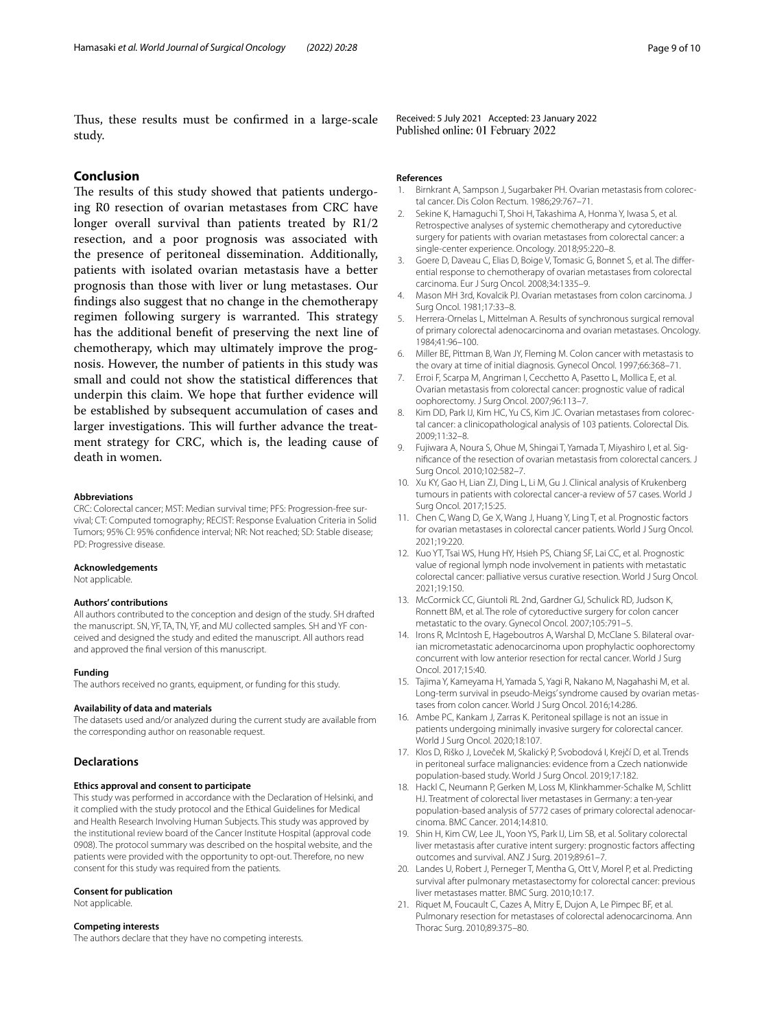Thus, these results must be confirmed in a large-scale study.

## Conclusion

The results of this study showed that patients undergoing R0 resection of ovarian metastases from CRC have longer overall survival than patients treated by R1/2 resection, and a poor prognosis was associated with the presence of peritoneal dissemination. Additionally, patients with isolated ovarian metastasis have a better prognosis than those with liver or lung metastases. Our findings also suggest that no change in the chemotherapy regimen following surgery is warranted. This strategy has the additional benefit of preserving the next line of chemotherapy, which may ultimately improve the prognosis. However, the number of patients in this study was small and could not show the statistical differences that underpin this claim. We hope that further evidence will be established by subsequent accumulation of cases and larger investigations. This will further advance the treatment strategy for CRC, which is, the leading cause of death in women.

#### Abbreviations

CRC: Colorectal cancer; MST: Median survival time; PFS: Progression-free survival; CT: Computed tomography; RECIST: Response Evaluation Criteria in Solid Tumors; 95% CI: 95% confidence interval; NR: Not reached; SD: Stable disease; PD: Progressive disease.

#### Acknowledgements

Not applicable.

#### Authors' contributions

All authors contributed to the conception and design of the study. SH drafted the manuscript. SN, YF, TA, TN, YF, and MU collected samples. SH and YF conceived and designed the study and edited the manuscript. All authors read and approved the final version of this manuscript.

#### Funding

The authors received no grants, equipment, or funding for this study.

#### Availability of data and materials

The datasets used and/or analyzed during the current study are available from the corresponding author on reasonable request.

## Declarations

#### Ethics approval and consent to participate

This study was performed in accordance with the Declaration of Helsinki, and it complied with the study protocol and the Ethical Guidelines for Medical and Health Research Involving Human Subjects. This study was approved by the institutional review board of the Cancer Institute Hospital (approval code 0908). The protocol summary was described on the hospital website, and the patients were provided with the opportunity to opt-out. Therefore, no new consent for this study was required from the patients.

#### Consent for publication

Not applicable.

#### Competing interests

The authors declare that they have no competing interests.

Received: 5 July 2021 Accepted: 23 January 2022
Published online: 01 February 2022

#### References

1. Birnkrant A, Sampson J, Sugarbaker PH. Ovarian metastasis from colorectal cancer. Dis Colon Rectum. 1986;29:767–71.
2. Sekine K, Hamaguchi T, Shoi H, Takashima A, Honma Y, Iwasa S, et al. Retrospective analyses of systemic chemotherapy and cytoreductive surgery for patients with ovarian metastases from colorectal cancer: a single-center experience. Oncology. 2018;95:220–8.
3. Goere D, Daveau C, Elias D, Boige V, Tomasic G, Bonnet S, et al. The differential response to chemotherapy of ovarian metastases from colorectal carcinoma. Eur J Surg Oncol. 2008;34:1335–9.
4. Mason MH 3rd, Kovalcik PJ. Ovarian metastases from colon carcinoma. J Surg Oncol. 1981;17:33–8.
5. Herrera-Ornelas L, Mittelman A. Results of synchronous surgical removal of primary colorectal adenocarcinoma and ovarian metastases. Oncology. 1984;41:96–100.
6. Miller BE, Pittman B, Wan JY, Fleming M. Colon cancer with metastasis to the ovary at time of initial diagnosis. Gynecol Oncol. 1997;66:368–71.
7. Erroi F, Scarpa M, Angriman I, Cecchetto A, Pasetto L, Mollica E, et al. Ovarian metastasis from colorectal cancer: prognostic value of radical oophorectomy. J Surg Oncol. 2007;96:113–7.
8. Kim DD, Park IJ, Kim HC, Yu CS, Kim JC. Ovarian metastases from colorectal cancer: a clinicopathological analysis of 103 patients. Colorectal Dis. 2009;11:32–8.
9. Fujiwara A, Noura S, Ohue M, Shingai T, Yamada T, Miyashiro I, et al. Significance of the resection of ovarian metastasis from colorectal cancers. J Surg Oncol. 2010;102:582–7.
10. Xu KY, Gao H, Lian ZJ, Ding L, Li M, Gu J. Clinical analysis of Krukenberg tumours in patients with colorectal cancer-a review of 57 cases. World J Surg Oncol. 2017;15:25.
11. Chen C, Wang D, Ge X, Wang J, Huang Y, Ling T, et al. Prognostic factors for ovarian metastases in colorectal cancer patients. World J Surg Oncol. 2021;19:220.
12. Kuo YT, Tsai WS, Hung HY, Hsieh PS, Chiang SF, Lai CC, et al. Prognostic value of regional lymph node involvement in patients with metastatic colorectal cancer: palliative versus curative resection. World J Surg Oncol. 2021;19:150.
13. McCormick CC, Giuntoli RL 2nd, Gardner GJ, Schulick RD, Judson K, Ronnett BM, et al. The role of cytoreductive surgery for colon cancer metastatic to the ovary. Gynecol Oncol. 2007;105:791–5.
14. Irons R, McIntosh E, Hageboutros A, Warshal D, McClane S. Bilateral ovarian micrometastatic adenocarcinoma upon prophylactic oophorectomy concurrent with low anterior resection for rectal cancer. World J Surg Oncol. 2017;15:40.
15. Tajima Y, Kameyama H, Yamada S, Yagi R, Nakano M, Nagahashi M, et al. Long-term survival in pseudo-Meigs' syndrome caused by ovarian metastases from colon cancer. World J Surg Oncol. 2016;14:286.
16. Ambe PC, Kankam J, Zarras K. Peritoneal spillage is not an issue in patients undergoing minimally invasive surgery for colorectal cancer. World J Surg Oncol. 2020;18:107.
17. Klos D, Riško J, Loveček M, Skalický P, Svobodová I, Krejčí D, et al. Trends in peritoneal surface malignancies: evidence from a Czech nationwide population-based study. World J Surg Oncol. 2019;17:182.
18. Hackl C, Neumann P, Gerken M, Loss M, Klinkhammer-Schalke M, Schlitt HJ. Treatment of colorectal liver metastases in Germany: a ten-year population-based analysis of 5772 cases of primary colorectal adenocarcinoma. BMC Cancer. 2014;14:810.
19. Shin H, Kim CW, Lee JL, Yoon YS, Park IJ, Lim SB, et al. Solitary colorectal liver metastasis after curative intent surgery: prognostic factors affecting outcomes and survival. ANZ J Surg. 2019;89:61–7.
20. Landes U, Robert J, Perneger T, Mentha G, Ott V, Morel P, et al. Predicting survival after pulmonary metastasectomy for colorectal cancer: previous liver metastases matter. BMC Surg. 2010;10:17.
21. Riquet M, Foucault C, Cazes A, Mitry E, Dujon A, Le Pimpec BF, et al. Pulmonary resection for metastases of colorectal adenocarcinoma. Ann Thorac Surg. 2010;89:375–80.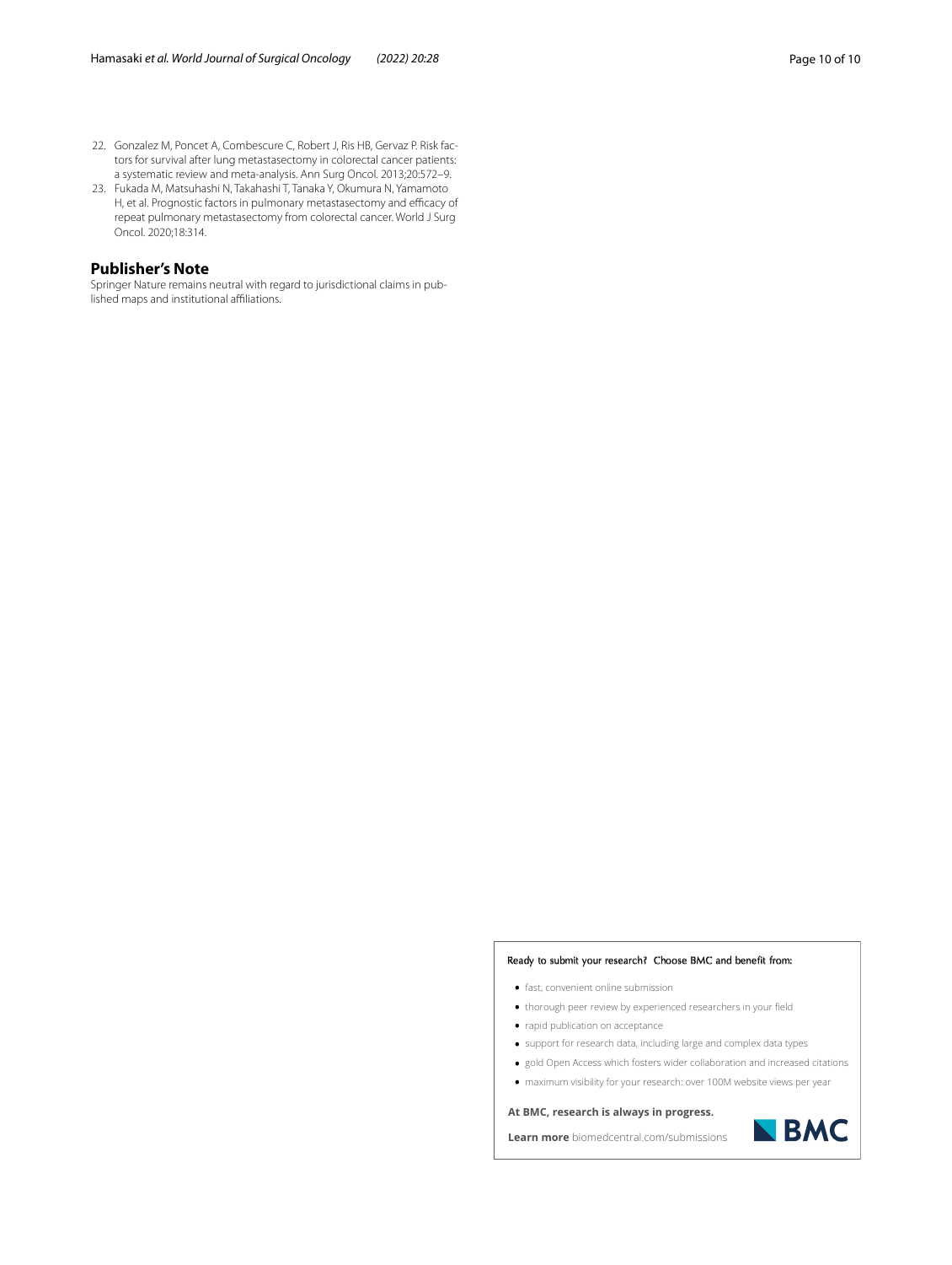22. Gonzalez M, Poncet A, Combescure C, Robert J, Ris HB, Gervaz P. Risk factors for survival after lung metastasectomy in colorectal cancer patients: a systematic review and meta-analysis. Ann Surg Oncol. 2013;20:572–9.
23. Fukada M, Matsuhashi N, Takahashi T, Tanaka Y, Okumura N, Yamamoto H, et al. Prognostic factors in pulmonary metastasectomy and efficacy of repeat pulmonary metastasectomy from colorectal cancer. World J Surg Oncol. 2020;18:314.

## Publisher's Note

Springer Nature remains neutral with regard to jurisdictional claims in published maps and institutional affiliations.

Ready to submit your research? Choose BMC and benefit from:

- fast, convenient online submission
- thorough peer review by experienced researchers in your field
- rapid publication on acceptance
- support for research data, including large and complex data types
- gold Open Access which fosters wider collaboration and increased citations
- maximum visibility for your research: over 100M website views per year

**At BMC, research is always in progress.**

**Learn more** biomedcentral.com/submissions

BMC